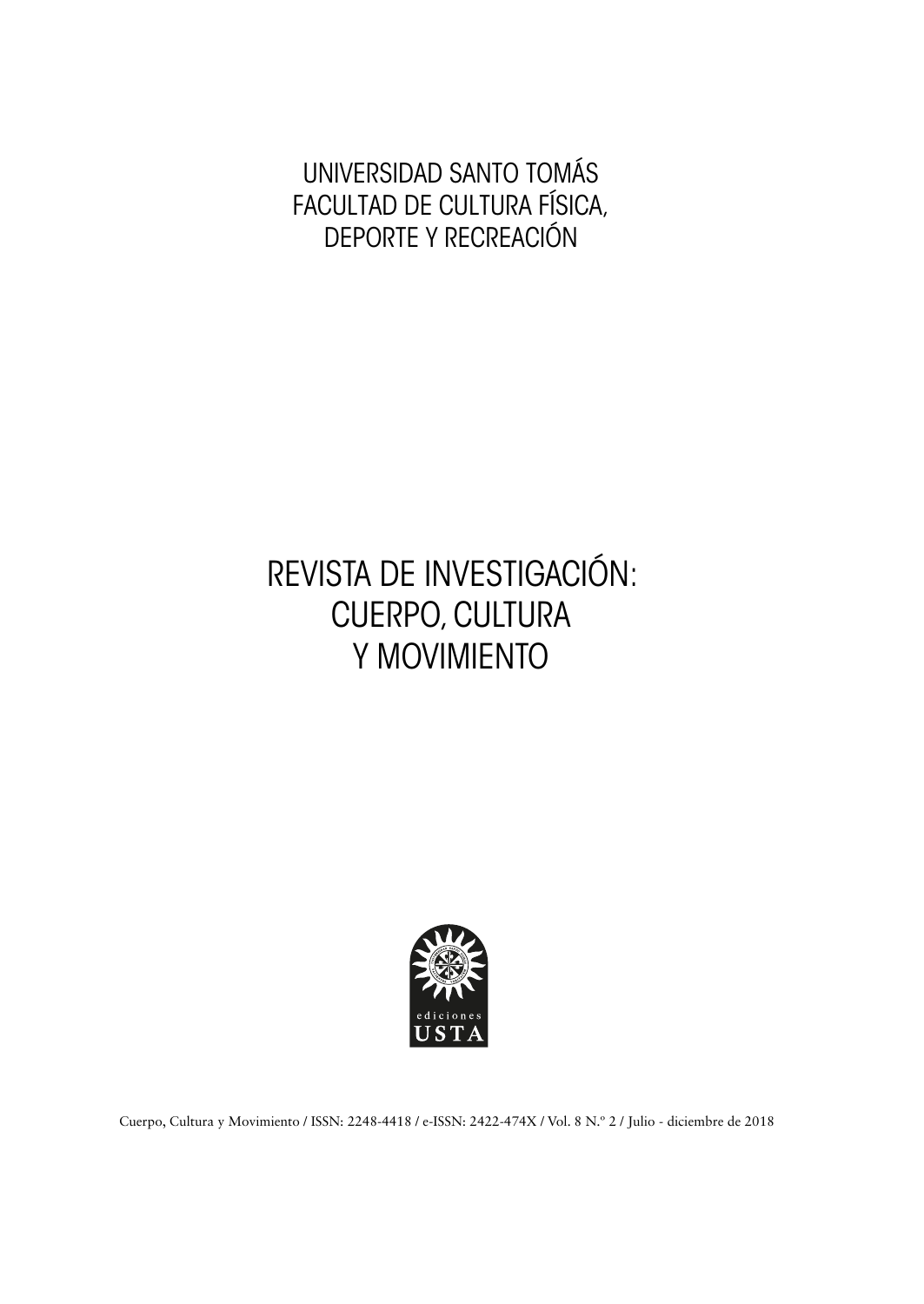UNIVERSIDAD SANTO TOMÁS
FACULTAD DE CULTURA FÍSICA,
DEPORTE Y RECREACIÓN

# REVISTA DE INVESTIGACIÓN: CUERPO, CULTURA Y MOVIMIENTO

ediciones
USTA

Cuerpo, Cultura y Movimiento / ISSN: 2248-4418 / e-ISSN: 2422-474X / Vol. 8 N.º 2 / Julio - diciembre de 2018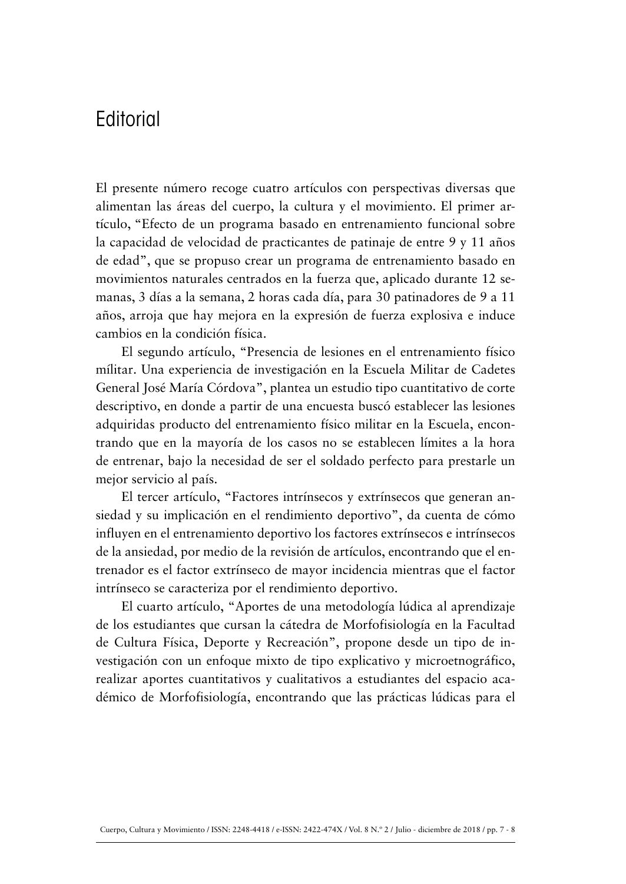# Editorial

El presente número recoge cuatro artículos con perspectivas diversas que alimentan las áreas del cuerpo, la cultura y el movimiento. El primer artículo, "Efecto de un programa basado en entrenamiento funcional sobre la capacidad de velocidad de practicantes de patinaje de entre 9 y 11 años de edad", que se propuso crear un programa de entrenamiento basado en movimientos naturales centrados en la fuerza que, aplicado durante 12 semanas, 3 días a la semana, 2 horas cada día, para 30 patinadores de 9 a 11 años, arroja que hay mejora en la expresión de fuerza explosiva e induce cambios en la condición física.

El segundo artículo, "Presencia de lesiones en el entrenamiento físico mílitar. Una experiencia de investigación en la Escuela Militar de Cadetes General José María Córdova", plantea un estudio tipo cuantitativo de corte descriptivo, en donde a partir de una encuesta buscó establecer las lesiones adquiridas producto del entrenamiento físico militar en la Escuela, encontrando que en la mayoría de los casos no se establecen límites a la hora de entrenar, bajo la necesidad de ser el soldado perfecto para prestarle un mejor servicio al país.

El tercer artículo, "Factores intrínsecos y extrínsecos que generan ansiedad y su implicación en el rendimiento deportivo", da cuenta de cómo influyen en el entrenamiento deportivo los factores extrínsecos e intrínsecos de la ansiedad, por medio de la revisión de artículos, encontrando que el entrenador es el factor extrínseco de mayor incidencia mientras que el factor intrínseco se caracteriza por el rendimiento deportivo.

El cuarto artículo, "Aportes de una metodología lúdica al aprendizaje de los estudiantes que cursan la cátedra de Morfofisiología en la Facultad de Cultura Física, Deporte y Recreación", propone desde un tipo de investigación con un enfoque mixto de tipo explicativo y microetnográfico, realizar aportes cuantitativos y cualitativos a estudiantes del espacio académico de Morfofisiología, encontrando que las prácticas lúdicas para el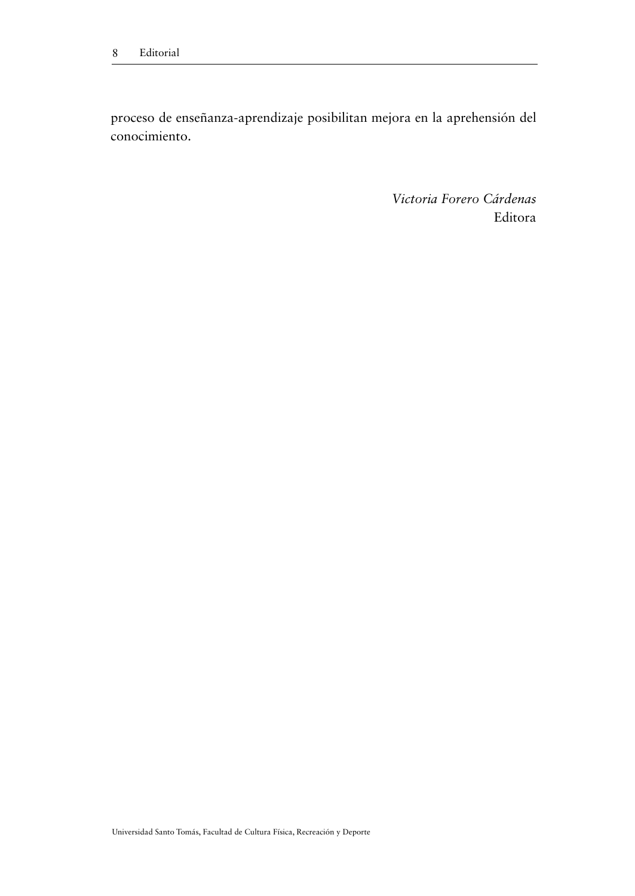proceso de enseñanza-aprendizaje posibilitan mejora en la aprehensión del conocimiento.

*Victoria Forero Cárdenas*
Editora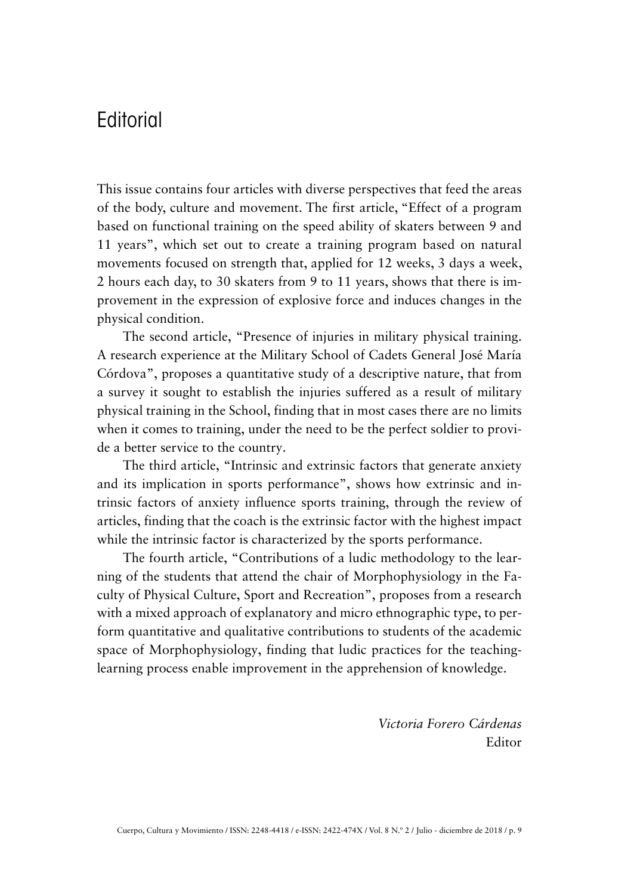# Editorial

This issue contains four articles with diverse perspectives that feed the areas of the body, culture and movement. The first article, "Effect of a program based on functional training on the speed ability of skaters between 9 and 11 years", which set out to create a training program based on natural movements focused on strength that, applied for 12 weeks, 3 days a week, 2 hours each day, to 30 skaters from 9 to 11 years, shows that there is improvement in the expression of explosive force and induces changes in the physical condition.

The second article, "Presence of injuries in military physical training. A research experience at the Military School of Cadets General José María Córdova", proposes a quantitative study of a descriptive nature, that from a survey it sought to establish the injuries suffered as a result of military physical training in the School, finding that in most cases there are no limits when it comes to training, under the need to be the perfect soldier to provide a better service to the country.

The third article, "Intrinsic and extrinsic factors that generate anxiety and its implication in sports performance", shows how extrinsic and intrinsic factors of anxiety influence sports training, through the review of articles, finding that the coach is the extrinsic factor with the highest impact while the intrinsic factor is characterized by the sports performance.

The fourth article, "Contributions of a ludic methodology to the learning of the students that attend the chair of Morphophysiology in the Faculty of Physical Culture, Sport and Recreation", proposes from a research with a mixed approach of explanatory and micro ethnographic type, to perform quantitative and qualitative contributions to students of the academic space of Morphophysiology, finding that ludic practices for the teaching-learning process enable improvement in the apprehension of knowledge.

*Victoria Forero Cárdenas*
Editor